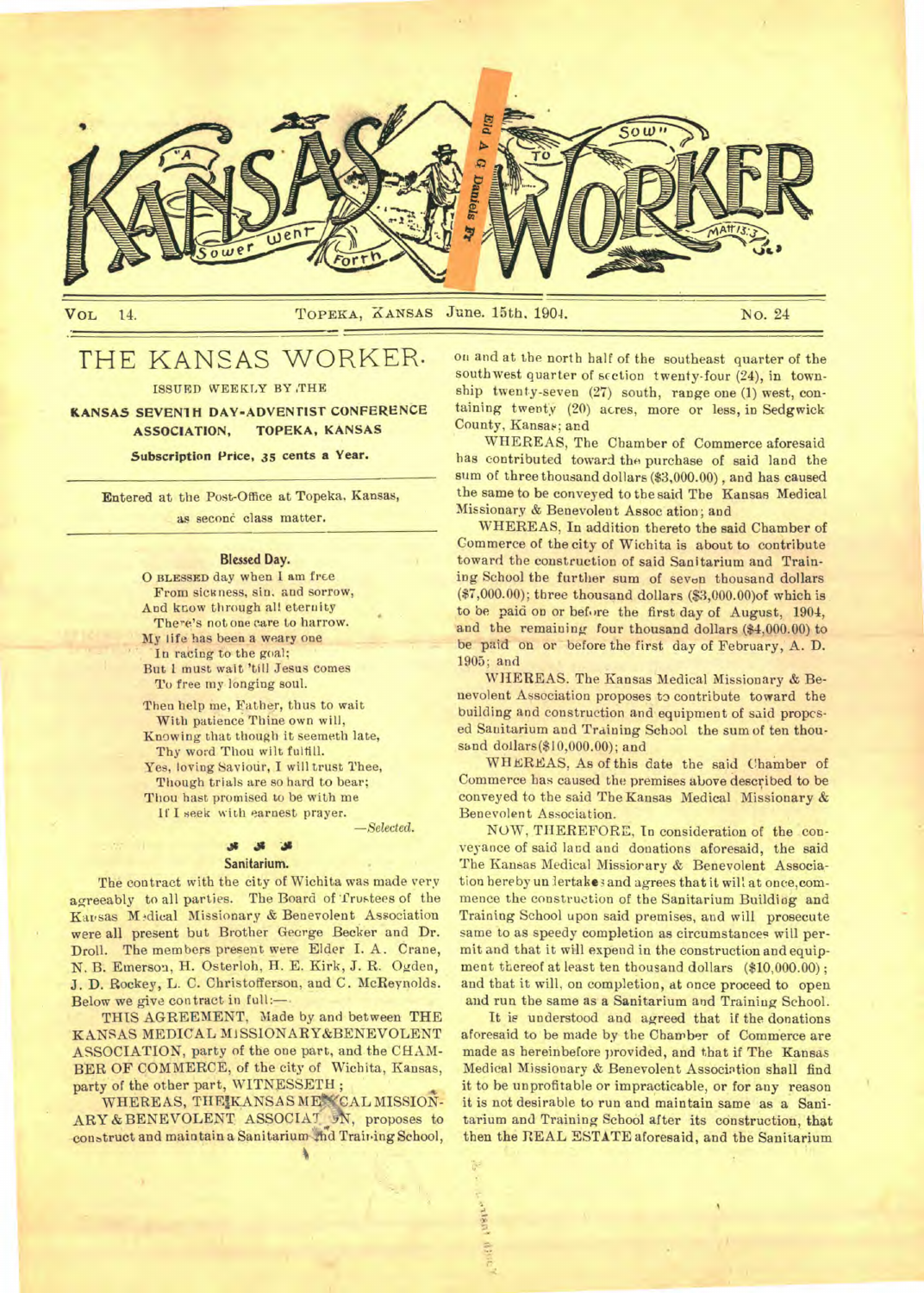# KANSAS WORKER

"A Sower went forth to sow" Matt 13:3

VOL 14. TOPEKA, KANSAS June. 15th, 1904. NO. 24

## THE KANSAS WORKER.

ISSUED WEEKLY BY THE

**KANSAS SEVENTH DAY-ADVENTIST CONFERENCE ASSOCIATION, TOPEKA, KANSAS**

**Subscription Price, 35 cents a Year.**

Entered at the Post-Office at Topeka, Kansas, as second class matter.

### Blessed Day.

O BLESSED day when I am free
From sickness, sin, and sorrow,
And know through all eternity
There's not one care to harrow.
My life has been a weary one
In racing to the goal;
But I must wait 'till Jesus comes
To free my longing soul.

Then help me, Father, thus to wait
With patience Thine own will,
Knowing that though it seemeth late,
Thy word Thou wilt fulfill.
Yes, loving Saviour, I will trust Thee,
Though trials are so hard to bear;
Thou hast promised to be with me
If I seek with earnest prayer.

—*Selected.*

### Sanitarium.

The contract with the city of Wichita was made very agreeably to all parties. The Board of Trustees of the Kansas Medical Missionary & Benevolent Association were all present but Brother George Becker and Dr. Droll. The members present were Elder I. A. Crane, N. B. Emerson, H. Osterloh, H. E. Kirk, J. R. Ogden, J. D. Rockey, L. C. Christofferson, and C. McReynolds. Below we give contract in full:—

THIS AGREEMENT, Made by and between THE KANSAS MEDICAL MISSIONARY & BENEVOLENT ASSOCIATION, party of the one part, and the CHAMBER OF COMMERCE, of the city of Wichita, Kansas, party of the other part, WITNESSETH;

WHEREAS, THE KANSAS MEDICAL MISSIONARY & BENEVOLENT ASSOCIATION, proposes to construct and maintain a Sanitarium and Training School, on and at the north half of the southeast quarter of the southwest quarter of section twenty-four (24), in township twenty-seven (27) south, range one (1) west, containing twenty (20) acres, more or less, in Sedgwick County, Kansas; and

WHEREAS, The Chamber of Commerce aforesaid has contributed toward the purchase of said land the sum of three thousand dollars ($3,000.00), and has caused the same to be conveyed to the said The Kansas Medical Missionary & Benevolent Association; and

WHEREAS, In addition thereto the said Chamber of Commerce of the city of Wichita is about to contribute toward the construction of said Sanitarium and Training School the further sum of seven thousand dollars ($7,000.00); three thousand dollars ($3,000.00) of which is to be paid on or before the first day of August, 1904, and the remaining four thousand dollars ($4,000.00) to be paid on or before the first day of February, A. D. 1905; and

WHEREAS. The Kansas Medical Missionary & Benevolent Association proposes to contribute toward the building and construction and equipment of said proposed Sanitarium and Training School the sum of ten thousand dollars ($10,000.00); and

WHEREAS, As of this date the said Chamber of Commerce has caused the premises above described to be conveyed to the said The Kansas Medical Missionary & Benevolent Association.

NOW, THEREFORE, In consideration of the conveyance of said land and donations aforesaid, the said The Kansas Medical Missionary & Benevolent Association hereby undertakes and agrees that it will at once, commence the construction of the Sanitarium Building and Training School upon said premises, and will prosecute same to as speedy completion as circumstances will permit and that it will expend in the construction and equipment thereof at least ten thousand dollars ($10,000.00); and that it will, on completion, at once proceed to open and run the same as a Sanitarium and Training School.

It is understood and agreed that if the donations aforesaid to be made by the Chamber of Commerce are made as hereinbefore provided, and that if The Kansas Medical Missionary & Benevolent Association shall find it to be unprofitable or impracticable, or for any reason it is not desirable to run and maintain same as a Sanitarium and Training School after its construction, that then the REAL ESTATE aforesaid, and the Sanitarium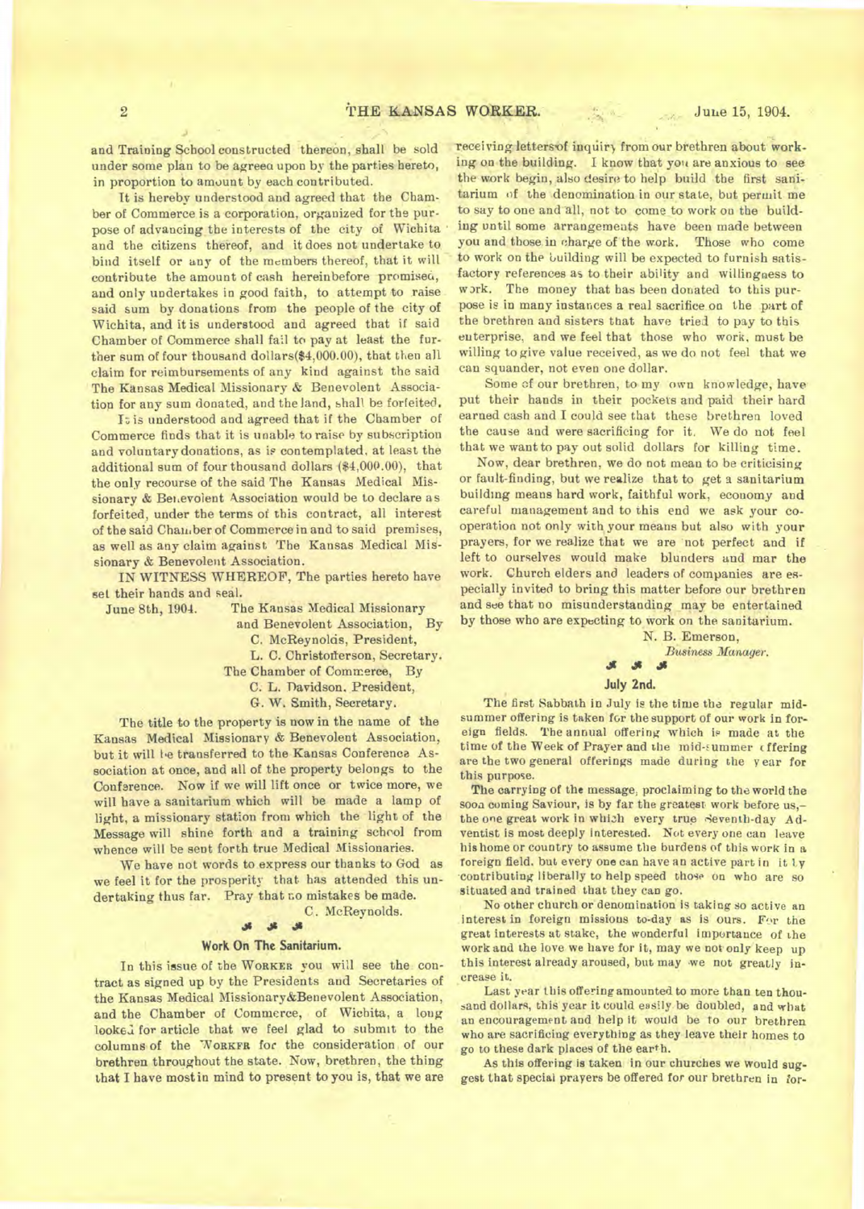and Training School constructed thereon, shall be sold under some plan to be agreed upon by the parties hereto, in proportion to amount by each contributed.

It is hereby understood and agreed that the Chamber of Commerce is a corporation, organized for the purpose of advancing the interests of the city of Wichita and the citizens thereof, and it does not undertake to bind itself or any of the members thereof, that it will contribute the amount of cash hereinbefore promised, and only undertakes in good faith, to attempt to raise said sum by donations from the people of the city of Wichita, and it is understood and agreed that if said Chamber of Commerce shall fail to pay at least the further sum of four thousand dollars($4,000.00), that then all claim for reimbursements of any kind against the said The Kansas Medical Missionary & Benevolent Association for any sum donated, and the land, shall be forfeited.

It is understood and agreed that if the Chamber of Commerce finds that it is unable to raise by subscription and voluntary donations, as is contemplated, at least the additional sum of four thousand dollars ($4,000.00), that the only recourse of the said The Kansas Medical Missionary & Benevolent Association would be to declare as forfeited, under the terms of this contract, all interest of the said Chamber of Commerce in and to said premises, as well as any claim against The Kansas Medical Missionary & Benevolent Association.

IN WITNESS WHEREOF, The parties hereto have set their hands and seal.

June 8th, 1904. The Kansas Medical Missionary and Benevolent Association, By
C. McReynolds, President,
L. C. Christofferson, Secretary.
The Chamber of Commerce, By
C. L. Davidson, President,
G. W. Smith, Secretary.

The title to the property is now in the name of the Kansas Medical Missionary & Benevolent Association, but it will be transferred to the Kansas Conference Association at once, and all of the property belongs to the Conference. Now if we will lift once or twice more, we will have a sanitarium which will be made a lamp of light, a missionary station from which the light of the Message will shine forth and a training school from whence will be sent forth true Medical Missionaries.

We have not words to express our thanks to God as we feel it for the prosperity that has attended this undertaking thus far. Pray that no mistakes be made.

C. McReynolds.

### Work On The Sanitarium.

In this issue of the WORKER you will see the contract as signed up by the Presidents and Secretaries of the Kansas Medical Missionary&Benevolent Association, and the Chamber of Commerce, of Wichita, a long looked for article that we feel glad to submit to the columns of the WORKER for the consideration of our brethren throughout the state. Now, brethren, the thing that I have most in mind to present to you is, that we are receiving letters of inquiry from our brethren about working on the building. I know that you are anxious to see the work begin, also desire to help build the first sanitarium of the denomination in our state, but permit me to say to one and all, not to come to work on the building until some arrangements have been made between you and those in charge of the work. Those who come to work on the building will be expected to furnish satisfactory references as to their ability and willingness to work. The money that has been donated to this purpose is in many instances a real sacrifice on the part of the brethren and sisters that have tried to pay to this enterprise, and we feel that those who work, must be willing to give value received, as we do not feel that we can squander, not even one dollar.

Some of our brethren, to my own knowledge, have put their hands in their pockets and paid their hard earned cash and I could see that these brethren loved the cause and were sacrificing for it. We do not feel that we want to pay out solid dollars for killing time.

Now, dear brethren, we do not mean to be criticising or fault-finding, but we realize that to get a sanitarium building means hard work, faithful work, economy and careful management and to this end we ask your cooperation not only with your means but also with your prayers, for we realize that we are not perfect and if left to ourselves would make blunders and mar the work. Church elders and leaders of companies are especially invited to bring this matter before our brethren and see that no misunderstanding may be entertained by those who are expecting to work on the sanitarium.

N. B. Emerson,
*Business Manager.*

### July 2nd.

The first Sabbath in July is the time the regular midsummer offering is taken for the support of our work in foreign fields. The annual offering which is made at the time of the Week of Prayer and the mid-summer offering are the two general offerings made during the year for this purpose.

The carrying of the message, proclaiming to the world the soon coming Saviour, is by far the greatest work before us,— the one great work in which every true Seventh-day Adventist is most deeply interested. Not every one can leave his home or country to assume the burdens of this work in a foreign field, but every one can have an active part in it by contributing liberally to help speed those on who are so situated and trained that they can go.

No other church or denomination is taking so active an interest in foreign missions to-day as is ours. For the great interests at stake, the wonderful importance of the work and the love we have for it, may we not only keep up this interest already aroused, but may we not greatly increase it.

Last year this offering amounted to more than ten thousand dollars, this year it could easily be doubled, and what an encouragement and help it would be to our brethren who are sacrificing everything as they leave their homes to go to these dark places of the earth.

As this offering is taken in our churches we would suggest that special prayers be offered for our brethren in for-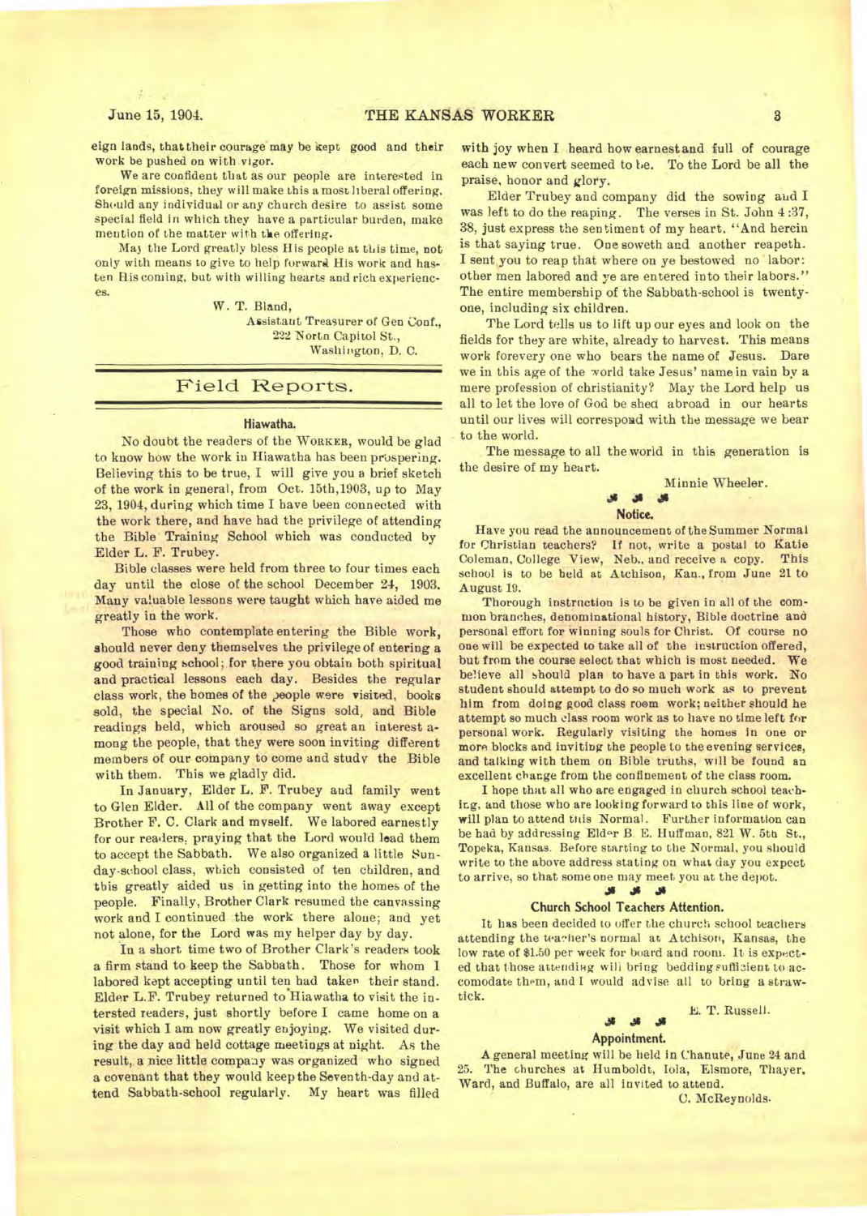eign lands, that their courage may be kept good and their work be pushed on with vigor.

We are confident that as our people are interested in foreign missions, they will make this a most liberal offering. Should any individual or any church desire to assist some special field in which they have a particular burden, make mention of the matter with the offering.

May the Lord greatly bless His people at this time, not only with means to give to help forward His work and hasten His coming, but with willing hearts and rich experiences.

W. T. Bland,
Assistant Treasurer of Gen Conf.,
222 North Capitol St.,
Washington, D. C.

## Field Reports.

### Hiawatha.

No doubt the readers of the WORKER, would be glad to know how the work in Hiawatha has been prospering. Believing this to be true, I will give you a brief sketch of the work in general, from Oct. 15th, 1903, up to May 23, 1904, during which time I have been connected with the work there, and have had the privilege of attending the Bible Training School which was conducted by Elder L. F. Trubey.

Bible classes were held from three to four times each day until the close of the school December 24, 1903. Many valuable lessons were taught which have aided me greatly in the work.

Those who contemplate entering the Bible work, should never deny themselves the privilege of entering a good training school; for there you obtain both spiritual and practical lessons each day. Besides the regular class work, the homes of the people were visited, books sold, the special No. of the Signs sold, and Bible readings held, which aroused so great an interest among the people, that they were soon inviting different members of our company to come and study the Bible with them. This we gladly did.

In January, Elder L. F. Trubey and family went to Glen Elder. All of the company went away except Brother F. C. Clark and myself. We labored earnestly for our readers, praying that the Lord would lead them to accept the Sabbath. We also organized a little Sunday-school class, which consisted of ten children, and this greatly aided us in getting into the homes of the people. Finally, Brother Clark resumed the canvassing work and I continued the work there alone; and yet not alone, for the Lord was my helper day by day.

In a short time two of Brother Clark's readers took a firm stand to keep the Sabbath. Those for whom I labored kept accepting until ten had taken their stand. Elder L.F. Trubey returned to Hiawatha to visit the intersted readers, just shortly before I came home on a visit which I am now greatly enjoying. We visited during the day and held cottage meetings at night. As the result, a nice little company was organized who signed a covenant that they would keep the Seventh-day and attend Sabbath-school regularly. My heart was filled with joy when I heard how earnest and full of courage each new convert seemed to be. To the Lord be all the praise, honor and glory.

Elder Trubey and company did the sowing and I was left to do the reaping. The verses in St. John 4:37, 38, just express the sentiment of my heart. "And herein is that saying true. One soweth and another reapeth. I sent you to reap that where on ye bestowed no labor: other men labored and ye are entered into their labors." The entire membership of the Sabbath-school is twenty-one, including six children.

The Lord tells us to lift up our eyes and look on the fields for they are white, already to harvest. This means work forevery one who bears the name of Jesus. Dare we in this age of the world take Jesus' name in vain by a mere profession of christianity? May the Lord help us all to let the love of God be shed abroad in our hearts until our lives will correspond with the message we bear to the world.

The message to all the world in this generation is the desire of my heart.

Minnie Wheeler.

### Notice.

Have you read the announcement of the Summer Normal for Christian teachers? If not, write a postal to Katie Coleman, College View, Neb., and receive a copy. This school is to be held at Atchison, Kan., from June 21 to August 19.

Thorough instruction is to be given in all of the common branches, denominational history, Bible doctrine and personal effort for winning souls for Christ. Of course no one will be expected to take all of the instruction offered, but from the course select that which is most needed. We believe all should plan to have a part in this work. No student should attempt to do so much work as to prevent him from doing good class room work; neither should he attempt so much class room work as to have no time left for personal work. Regularly visiting the homes in one or more blocks and inviting the people to the evening services, and talking with them on Bible truths, will be found an excellent change from the confinement of the class room.

I hope that all who are engaged in church school teaching, and those who are looking forward to this line of work, will plan to attend this Normal. Further information can be had by addressing Elder B. E. Huffman, 821 W. 5th St., Topeka, Kansas. Before starting to the Normal, you should write to the above address stating on what day you expect to arrive, so that some one may meet you at the depot.

### Church School Teachers Attention.

It has been decided to offer the church school teachers attending the teacher's normal at Atchison, Kansas, the low rate of $1.50 per week for board and room. It is expected that those attending will bring bedding sufficient to accomodate them, and I would advise all to bring a straw-tick.

E. T. Russell.

### Appointment.

A general meeting will be held in Chanute, June 24 and 25. The churches at Humboldt, Iola, Elsmore, Thayer, Ward, and Buffalo, are all invited to attend.

C. McReynolds.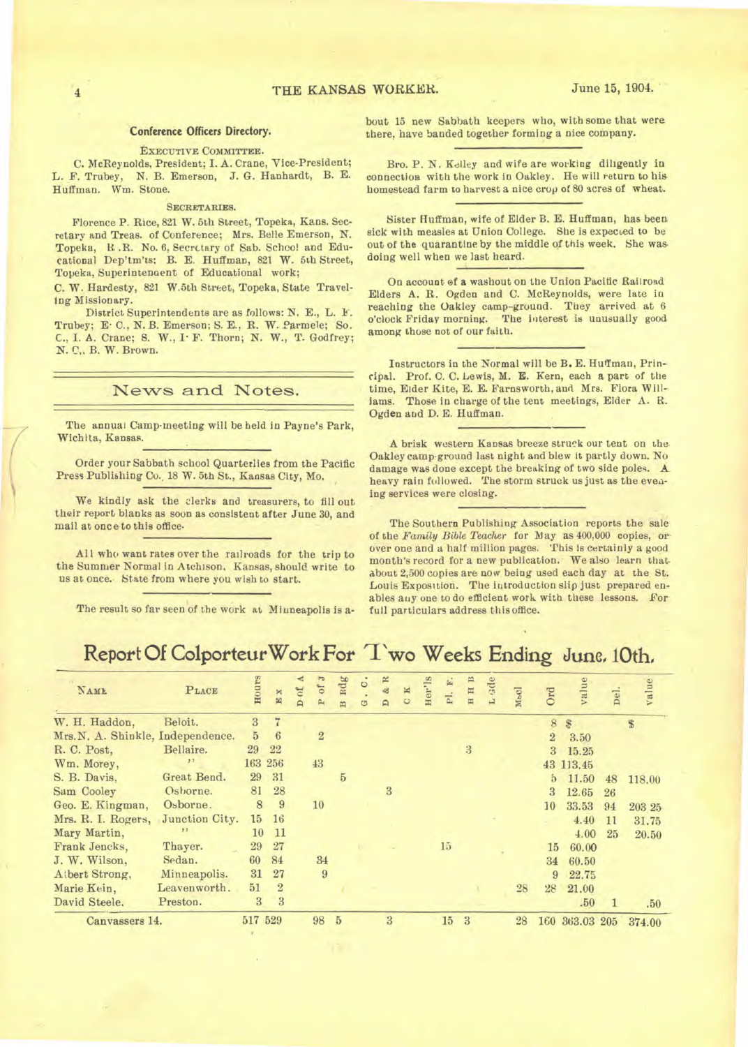### Conference Officers Directory.

EXECUTIVE COMMITTEE.

C. McReynolds, President; I. A. Crane, Vice-President; L. F. Trubey, N. B. Emerson, J. G. Hanhardt, B. E. Huffman. Wm. Stone.

SECRETARIES.

Florence P. Rice, 821 W. 5th Street, Topeka, Kans. Secretary and Treas. of Conference; Mrs. Belle Emerson, N. Topeka, R. R. No. 6, Secretary of Sab. School and Educational Dep'tm'ts; B. E. Huffman, 821 W. 5th Street, Topeka, Superintendent of Educational work;

C. W. Hardesty, 821 W. 5th Street, Topeka, State Traveling Missionary.

District Superintendents are as follows: N. E., L. F. Trubey; E. C., N. B. Emerson; S. E., R. W. Parmele; So. C., I. A. Crane; S. W., I. F. Thorn; N. W., T. Godfrey; N. C., B. W. Brown.

## News and Notes.

The annual Camp-meeting will be held in Payne's Park, Wichita, Kansas.

Order your Sabbath school Quarterlies from the Pacific Press Publishing Co., 18 W. 5th St., Kansas City, Mo.

We kindly ask the clerks and treasurers, to fill out their report blanks as soon as consistent after June 30, and mail at once to this office.

All who want rates over the railroads for the trip to the Summer Normal in Atchison, Kansas, should write to us at once. State from where you wish to start.

The result so far seen of the work at Minneapolis is about 15 new Sabbath keepers who, with some that were there, have banded together forming a nice company.

Bro. P. N. Kelley and wife are working diligently in connection with the work in Oakley. He will return to his homestead farm to harvest a nice crop of 80 acres of wheat.

Sister Huffman, wife of Elder B. E. Huffman, has been sick with measles at Union College. She is expected to be out of the quarantine by the middle of this week. She was doing well when we last heard.

On account of a washout on the Union Pacific Railroad Elders A. R. Ogden and C. McReynolds, were late in reaching the Oakley camp-ground. They arrived at 6 o'clock Friday morning. The interest is unusually good among those not of our faith.

Instructors in the Normal will be B. E. Huffman, Principal. Prof. C. C. Lewis, M. E. Kern, each a part of the time, Elder Kite, E. E. Farnsworth, and Mrs. Flora Williams. Those in charge of the tent meetings, Elder A. R. Ogden and D. E. Huffman.

A brisk western Kansas breeze struck our tent on the Oakley camp-ground last night and blew it partly down. No damage was done except the breaking of two side poles. A heavy rain followed. The storm struck us just as the evening services were closing.

The Southern Publishing Association reports the sale of the *Family Bible Teacher* for May as 400,000 copies, or over one and a half million pages. This is certainly a good month's record for a new publication. We also learn that about 2,500 copies are now being used each day at the St. Louis Exposition. The introduction slip just prepared enables any one to do efficient work with these lessons. For full particulars address this office.

## Report Of Colporteur Work For Two Weeks Ending June, 10th.

| NAME | PLACE | Hours | Ex | D of A | P of J | B Rdg | G. C. | D & R | C K | Her'ls | Pl. F. | H H B | L Gde | Msel | Ord | Value | Del. | Value |
|---|---|---|---|---|---|---|---|---|---|---|---|---|---|---|---|---|---|---|
| W. H. Haddon, | Beloit. | 3 | 7 | | | | | | | | | | | | 8 | $ | | $ |
| Mrs. N. A. Shinkle, | Independence. | 5 | 6 | | 2 | | | | | | | | | | 2 | 3.50 | | |
| R. C. Post, | Bellaire. | 29 | 22 | | | | | | | | | 3 | | | 3 | 15.25 | | |
| Wm. Morey, | " | 163 | 256 | | 43 | | | | | | | | | | 43 | 113.45 | | |
| S. B. Davis, | Great Bend. | 29 | 31 | | | 5 | | | | | | | | | 5 | 11.50 | 48 | 118.00 |
| Sam Cooley | Osborne. | 81 | 28 | | | | | 3 | | | | | | | 3 | 12.65 | 26 | |
| Geo. E. Kingman, | Osborne. | 8 | 9 | | 10 | | | | | | | | | | 10 | 33.53 | 94 | 203 25 |
| Mrs. R. I. Rogers, | Junction City. | 15 | 16 | | | | | | | | | | | | | 4.40 | 11 | 31.75 |
| Mary Martin, | " | 10 | 11 | | | | | | | | | | | | | 4.00 | 25 | 20.50 |
| Frank Jencks, | Thayer. | 29 | 27 | | | | | | | | 15 | | | | 15 | 60.00 | | |
| J. W. Wilson, | Sedan. | 60 | 84 | | 34 | | | | | | | | | | 34 | 60.50 | | |
| Albert Strong, | Minneapolis. | 31 | 27 | | 9 | | | | | | | | | | 9 | 22.75 | | |
| Marie Kein, | Leavenworth. | 51 | 2 | | | | | | | | | | | 28 | 28 | 21.00 | | |
| David Steele. | Preston. | 3 | 3 | | | | | | | | | | | | | .50 | 1 | .50 |
| Canvassers 14. | | 517 | 529 | | 98 | 5 | | 3 | | | 15 | 3 | | 28 | 160 | 363.03 | 205 | 374.00 |